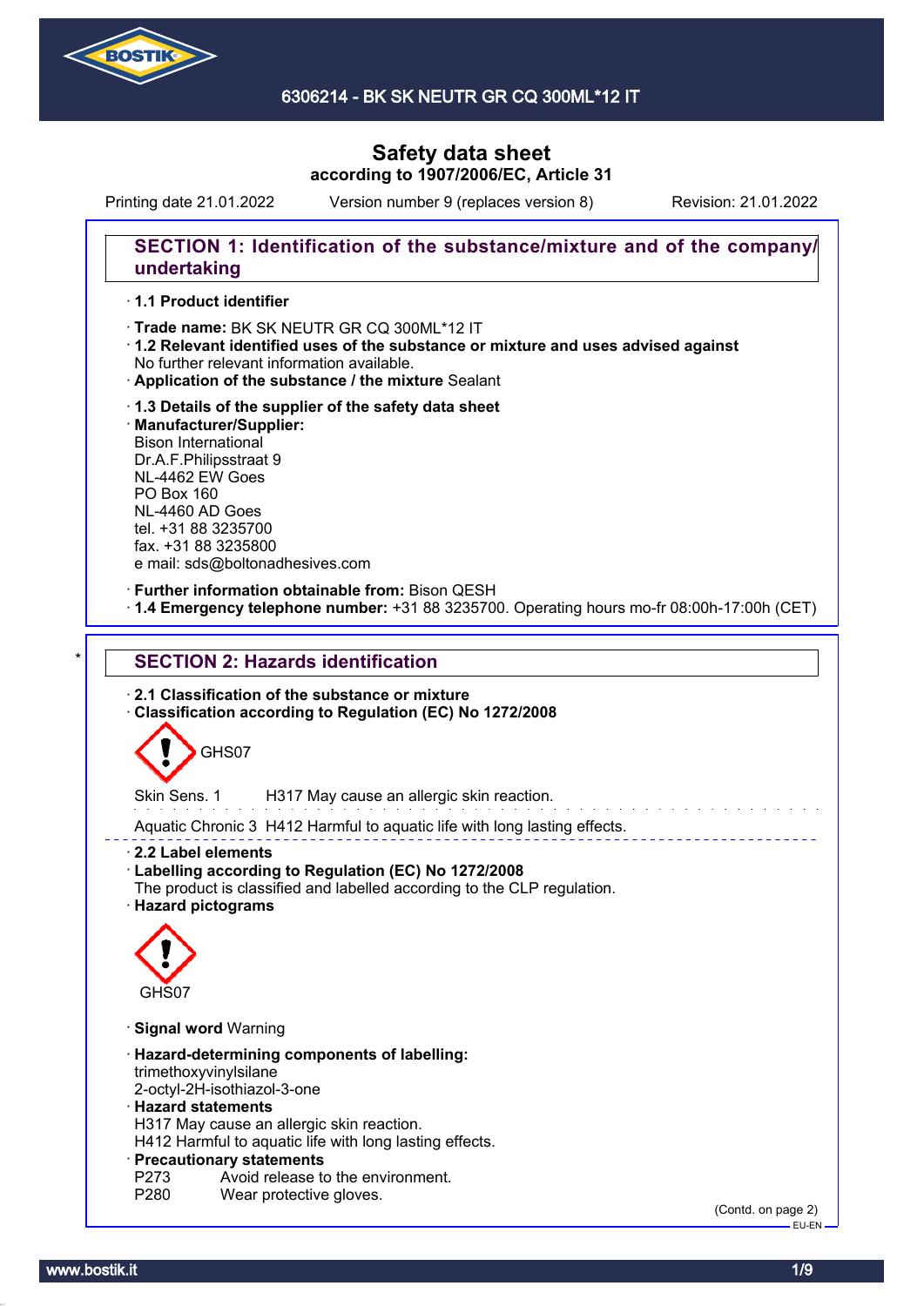# 6306214 - BK SK NEUTR GR CQ 300ML*12 IT

## Safety data sheet
**according to 1907/2006/EC, Article 31**

Printing date 21.01.2022 Version number 9 (replaces version 8) Revision: 21.01.2022

## SECTION 1: Identification of the substance/mixture and of the company/undertaking

- **1.1 Product identifier**
- **Trade name:** BK SK NEUTR GR CQ 300ML*12 IT
- **1.2 Relevant identified uses of the substance or mixture and uses advised against**
  No further relevant information available.
- **Application of the substance / the mixture** Sealant
- **1.3 Details of the supplier of the safety data sheet**
- **Manufacturer/Supplier:**
  Bison International
  Dr.A.F.Philipsstraat 9
  NL-4462 EW Goes
  PO Box 160
  NL-4460 AD Goes
  tel. +31 88 3235700
  fax. +31 88 3235800
  e mail: sds@boltonadhesives.com
- **Further information obtainable from:** Bison QESH
- **1.4 Emergency telephone number:** +31 88 3235700. Operating hours mo-fr 08:00h-17:00h (CET)

## SECTION 2: Hazards identification

- **2.1 Classification of the substance or mixture**
- **Classification according to Regulation (EC) No 1272/2008**

GHS07

Skin Sens. 1 H317 May cause an allergic skin reaction.

Aquatic Chronic 3 H412 Harmful to aquatic life with long lasting effects.

- **2.2 Label elements**
- **Labelling according to Regulation (EC) No 1272/2008**
  The product is classified and labelled according to the CLP regulation.
- **Hazard pictograms**

GHS07

- **Signal word** Warning
- **Hazard-determining components of labelling:**
  trimethoxyvinylsilane
  2-octyl-2H-isothiazol-3-one
- **Hazard statements**
  H317 May cause an allergic skin reaction.
  H412 Harmful to aquatic life with long lasting effects.
- **Precautionary statements**
  P273 Avoid release to the environment.
  P280 Wear protective gloves.

(Contd. on page 2)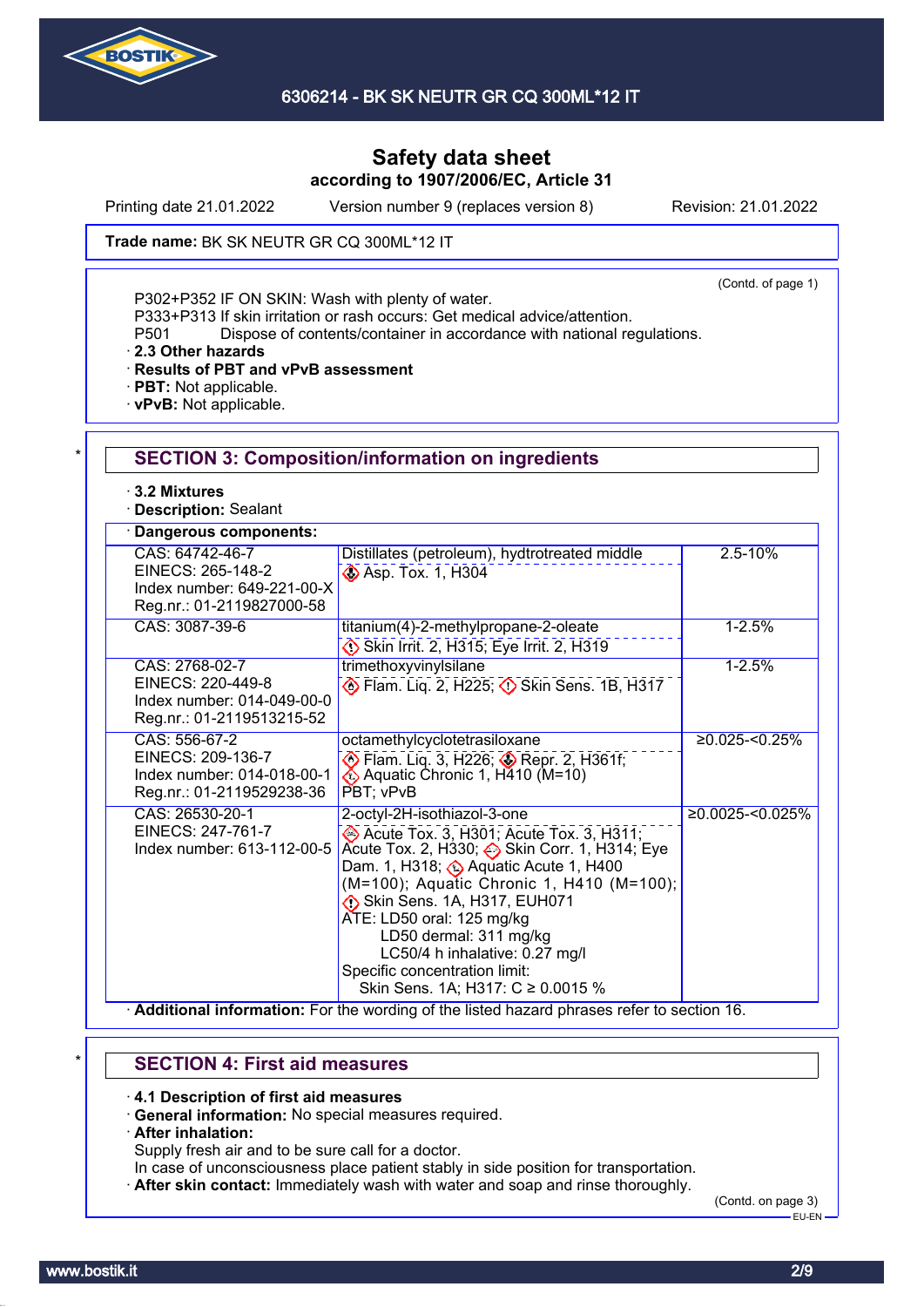Safety data sheet
according to 1907/2006/EC, Article 31

Printing date 21.01.2022 Version number 9 (replaces version 8) Revision: 21.01.2022

**Trade name:** BK SK NEUTR GR CQ 300ML*12 IT

(Contd. of page 1)

P302+P352 IF ON SKIN: Wash with plenty of water.
P333+P313 If skin irritation or rash occurs: Get medical advice/attention.
P501 Dispose of contents/container in accordance with national regulations.

· **2.3 Other hazards**
· **Results of PBT and vPvB assessment**
· **PBT:** Not applicable.
· **vPvB:** Not applicable.

## SECTION 3: Composition/information on ingredients

· **3.2 Mixtures**
· **Description:** Sealant

· **Dangerous components:**

| | | |
|---|---|---|
| CAS: 64742-46-7<br>EINECS: 265-148-2<br>Index number: 649-221-00-X<br>Reg.nr.: 01-2119827000-58 | Distillates (petroleum), hydtrotreated middle<br>Asp. Tox. 1, H304 | 2.5-10% |
| CAS: 3087-39-6 | titanium(4)-2-methylpropane-2-oleate<br>Skin Irrit. 2, H315; Eye Irrit. 2, H319 | 1-2.5% |
| CAS: 2768-02-7<br>EINECS: 220-449-8<br>Index number: 014-049-00-0<br>Reg.nr.: 01-2119513215-52 | trimethoxyvinylsilane<br>Flam. Liq. 2, H225; Skin Sens. 1B, H317 | 1-2.5% |
| CAS: 556-67-2<br>EINECS: 209-136-7<br>Index number: 014-018-00-1<br>Reg.nr.: 01-2119529238-36 | octamethylcyclotetrasiloxane<br>Flam. Liq. 3, H226; Repr. 2, H361f; Aquatic Chronic 1, H410 (M=10)<br>PBT; vPvB | ≥0.025-<0.25% |
| CAS: 26530-20-1<br>EINECS: 247-761-7<br>Index number: 613-112-00-5 | 2-octyl-2H-isothiazol-3-one<br>Acute Tox. 3, H301; Acute Tox. 3, H311; Acute Tox. 2, H330; Skin Corr. 1, H314; Eye Dam. 1, H318; Aquatic Acute 1, H400 (M=100); Aquatic Chronic 1, H410 (M=100); Skin Sens. 1A, H317, EUH071<br>ATE: LD50 oral: 125 mg/kg<br>LD50 dermal: 311 mg/kg<br>LC50/4 h inhalative: 0.27 mg/l<br>Specific concentration limit:<br>Skin Sens. 1A; H317: C ≥ 0.0015 % | ≥0.0025-<0.025% |

· **Additional information:** For the wording of the listed hazard phrases refer to section 16.

## SECTION 4: First aid measures

· **4.1 Description of first aid measures**
· **General information:** No special measures required.
· **After inhalation:**
Supply fresh air and to be sure call for a doctor.
In case of unconsciousness place patient stably in side position for transportation.
· **After skin contact:** Immediately wash with water and soap and rinse thoroughly.

(Contd. on page 3)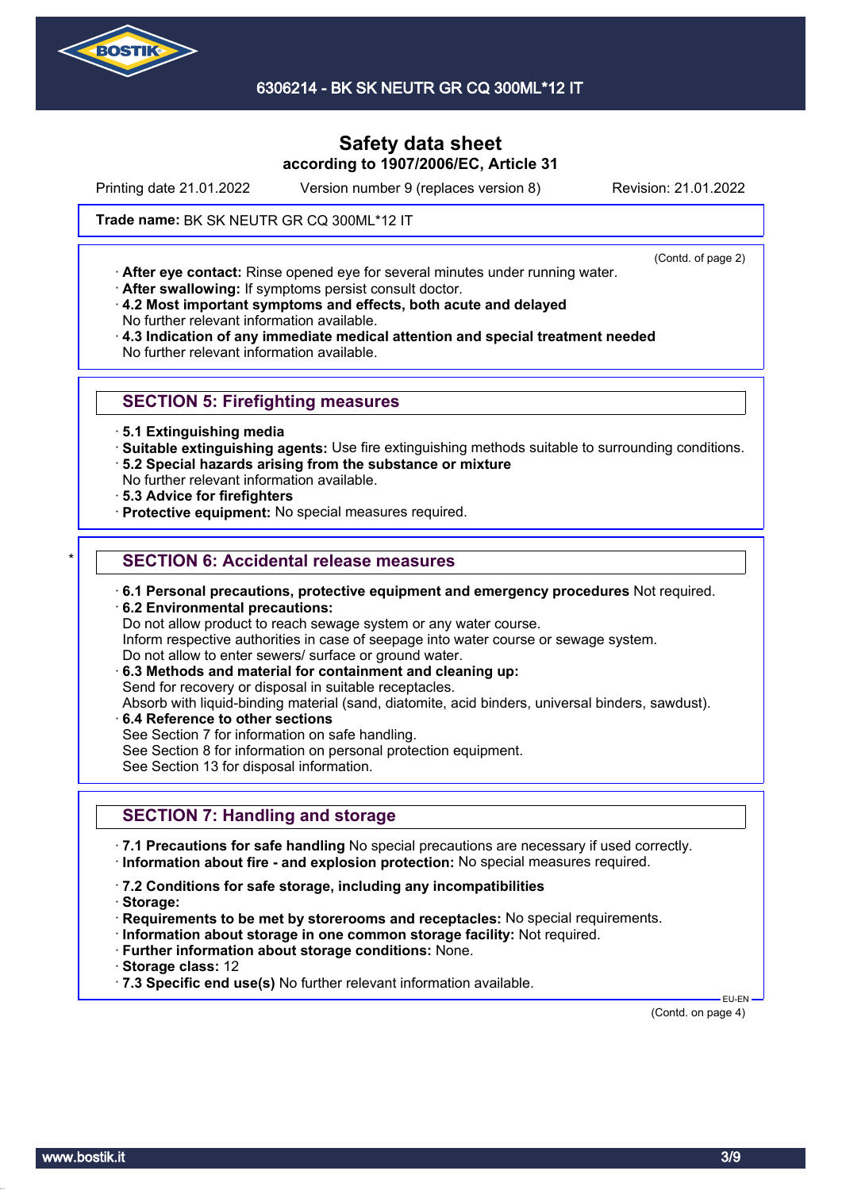Safety data sheet
according to 1907/2006/EC, Article 31

Printing date 21.01.2022 Version number 9 (replaces version 8) Revision: 21.01.2022

**Trade name:** BK SK NEUTR GR CQ 300ML*12 IT

(Contd. of page 2)

· **After eye contact:** Rinse opened eye for several minutes under running water.
· **After swallowing:** If symptoms persist consult doctor.
· **4.2 Most important symptoms and effects, both acute and delayed**
No further relevant information available.
· **4.3 Indication of any immediate medical attention and special treatment needed**
No further relevant information available.

## SECTION 5: Firefighting measures

· **5.1 Extinguishing media**
· **Suitable extinguishing agents:** Use fire extinguishing methods suitable to surrounding conditions.
· **5.2 Special hazards arising from the substance or mixture**
No further relevant information available.
· **5.3 Advice for firefighters**
· **Protective equipment:** No special measures required.

## * SECTION 6: Accidental release measures

· **6.1 Personal precautions, protective equipment and emergency procedures** Not required.
· **6.2 Environmental precautions:**
Do not allow product to reach sewage system or any water course.
Inform respective authorities in case of seepage into water course or sewage system.
Do not allow to enter sewers/ surface or ground water.
· **6.3 Methods and material for containment and cleaning up:**
Send for recovery or disposal in suitable receptacles.
Absorb with liquid-binding material (sand, diatomite, acid binders, universal binders, sawdust).
· **6.4 Reference to other sections**
See Section 7 for information on safe handling.
See Section 8 for information on personal protection equipment.
See Section 13 for disposal information.

## SECTION 7: Handling and storage

· **7.1 Precautions for safe handling** No special precautions are necessary if used correctly.
· **Information about fire - and explosion protection:** No special measures required.

· **7.2 Conditions for safe storage, including any incompatibilities**
· **Storage:**
· **Requirements to be met by storerooms and receptacles:** No special requirements.
· **Information about storage in one common storage facility:** Not required.
· **Further information about storage conditions:** None.
· **Storage class:** 12
· **7.3 Specific end use(s)** No further relevant information available.

EU-EN

(Contd. on page 4)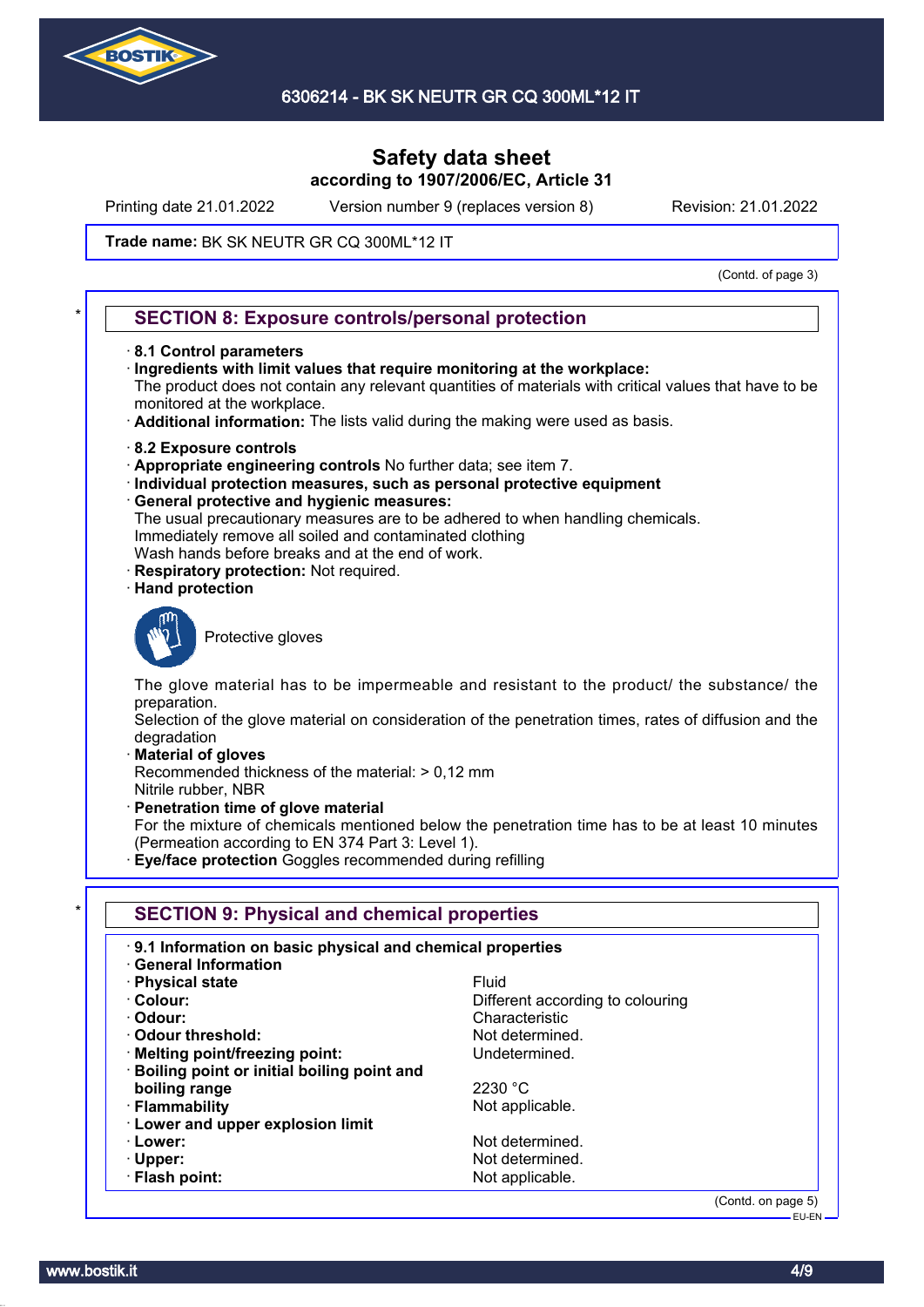Safety data sheet
according to 1907/2006/EC, Article 31

Printing date 21.01.2022 Version number 9 (replaces version 8) Revision: 21.01.2022

**Trade name:** BK SK NEUTR GR CQ 300ML*12 IT

(Contd. of page 3)

## SECTION 8: Exposure controls/personal protection

· **8.1 Control parameters**
· **Ingredients with limit values that require monitoring at the workplace:**
The product does not contain any relevant quantities of materials with critical values that have to be monitored at the workplace.
· **Additional information:** The lists valid during the making were used as basis.

· **8.2 Exposure controls**
· **Appropriate engineering controls** No further data; see item 7.
· **Individual protection measures, such as personal protective equipment**
· **General protective and hygienic measures:**
The usual precautionary measures are to be adhered to when handling chemicals.
Immediately remove all soiled and contaminated clothing
Wash hands before breaks and at the end of work.
· **Respiratory protection:** Not required.
· **Hand protection**

Protective gloves

The glove material has to be impermeable and resistant to the product/ the substance/ the preparation.
Selection of the glove material on consideration of the penetration times, rates of diffusion and the degradation
· **Material of gloves**
Recommended thickness of the material: > 0,12 mm
Nitrile rubber, NBR
· **Penetration time of glove material**
For the mixture of chemicals mentioned below the penetration time has to be at least 10 minutes (Permeation according to EN 374 Part 3: Level 1).
· **Eye/face protection** Goggles recommended during refilling

## SECTION 9: Physical and chemical properties

| · **9.1 Information on basic physical and chemical properties** | |
|---|---|
| · **General Information** | |
| · **Physical state** | Fluid |
| · **Colour:** | Different according to colouring |
| · **Odour:** | Characteristic |
| · **Odour threshold:** | Not determined. |
| · **Melting point/freezing point:** | Undetermined. |
| · **Boiling point or initial boiling point and boiling range** | 2230 °C |
| · **Flammability** | Not applicable. |
| · **Lower and upper explosion limit** | |
| · **Lower:** | Not determined. |
| · **Upper:** | Not determined. |
| · **Flash point:** | Not applicable. |

(Contd. on page 5)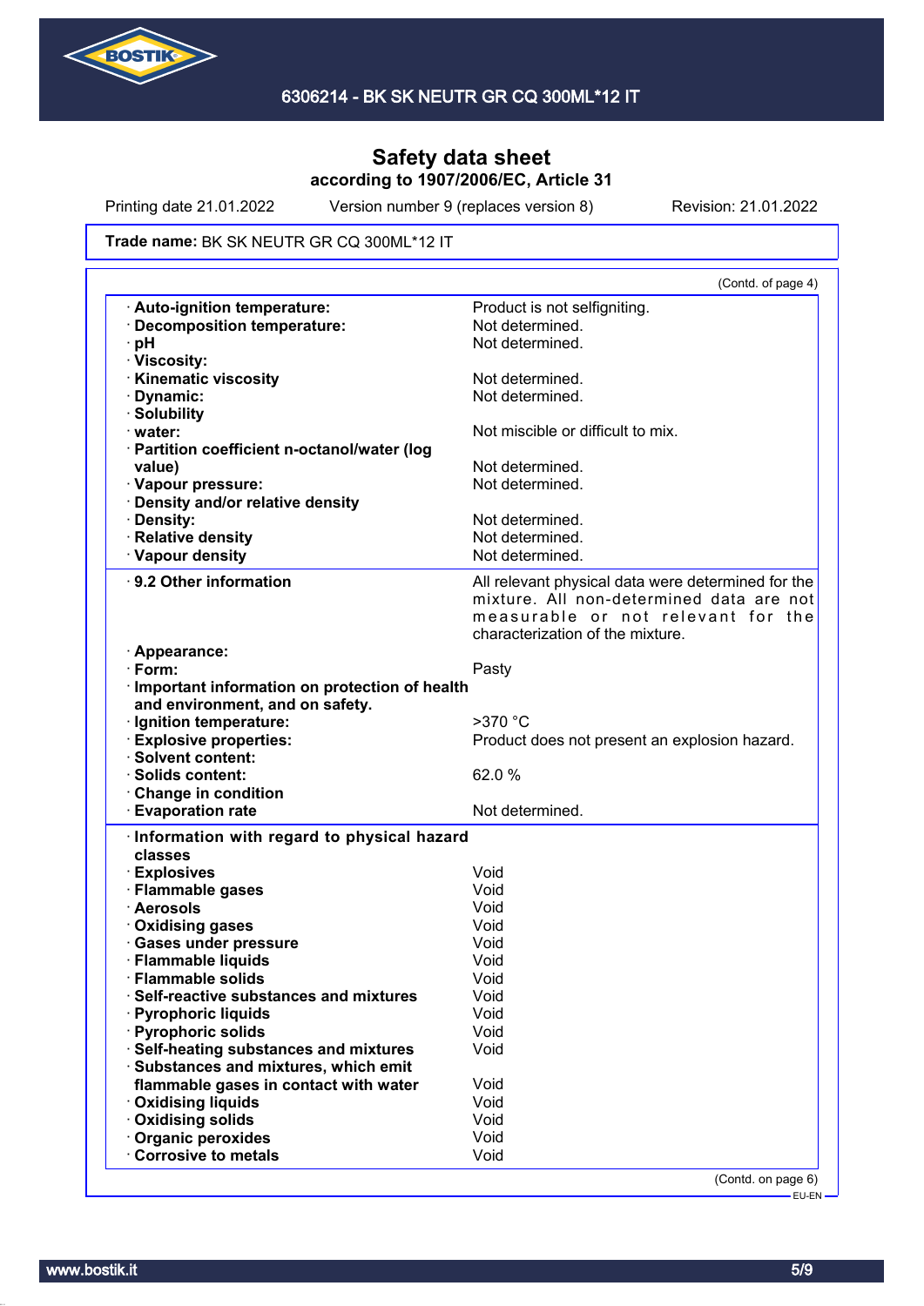# Safety data sheet
**according to 1907/2006/EC, Article 31**

Printing date 21.01.2022 | Version number 9 (replaces version 8) | Revision: 21.01.2022

**Trade name:** BK SK NEUTR GR CQ 300ML*12 IT

(Contd. of page 4)

| | |
|---|---|
| · **Auto-ignition temperature:** | Product is not selfigniting. |
| · **Decomposition temperature:** | Not determined. |
| · **pH** | Not determined. |
| · **Viscosity:** | |
| · **Kinematic viscosity** | Not determined. |
| · **Dynamic:** | Not determined. |
| · **Solubility** | |
| · **water:** | Not miscible or difficult to mix. |
| · **Partition coefficient n-octanol/water (log value)** | Not determined. |
| · **Vapour pressure:** | Not determined. |
| · **Density and/or relative density** | |
| · **Density:** | Not determined. |
| · **Relative density** | Not determined. |
| · **Vapour density** | Not determined. |

| | |
|---|---|
| · **9.2 Other information** | All relevant physical data were determined for the mixture. All non-determined data are not measurable or not relevant for the characterization of the mixture. |
| · **Appearance:** | |
| · **Form:** | Pasty |
| · **Important information on protection of health and environment, and on safety.** | |
| · **Ignition temperature:** | >370 °C |
| · **Explosive properties:** | Product does not present an explosion hazard. |
| · **Solvent content:** | |
| · **Solids content:** | 62.0 % |
| · **Change in condition** | |
| · **Evaporation rate** | Not determined. |

| | |
|---|---|
| · **Information with regard to physical hazard classes** | |
| · **Explosives** | Void |
| · **Flammable gases** | Void |
| · **Aerosols** | Void |
| · **Oxidising gases** | Void |
| · **Gases under pressure** | Void |
| · **Flammable liquids** | Void |
| · **Flammable solids** | Void |
| · **Self-reactive substances and mixtures** | Void |
| · **Pyrophoric liquids** | Void |
| · **Pyrophoric solids** | Void |
| · **Self-heating substances and mixtures** | Void |
| · **Substances and mixtures, which emit flammable gases in contact with water** | Void |
| · **Oxidising liquids** | Void |
| · **Oxidising solids** | Void |
| · **Organic peroxides** | Void |
| · **Corrosive to metals** | Void |

(Contd. on page 6)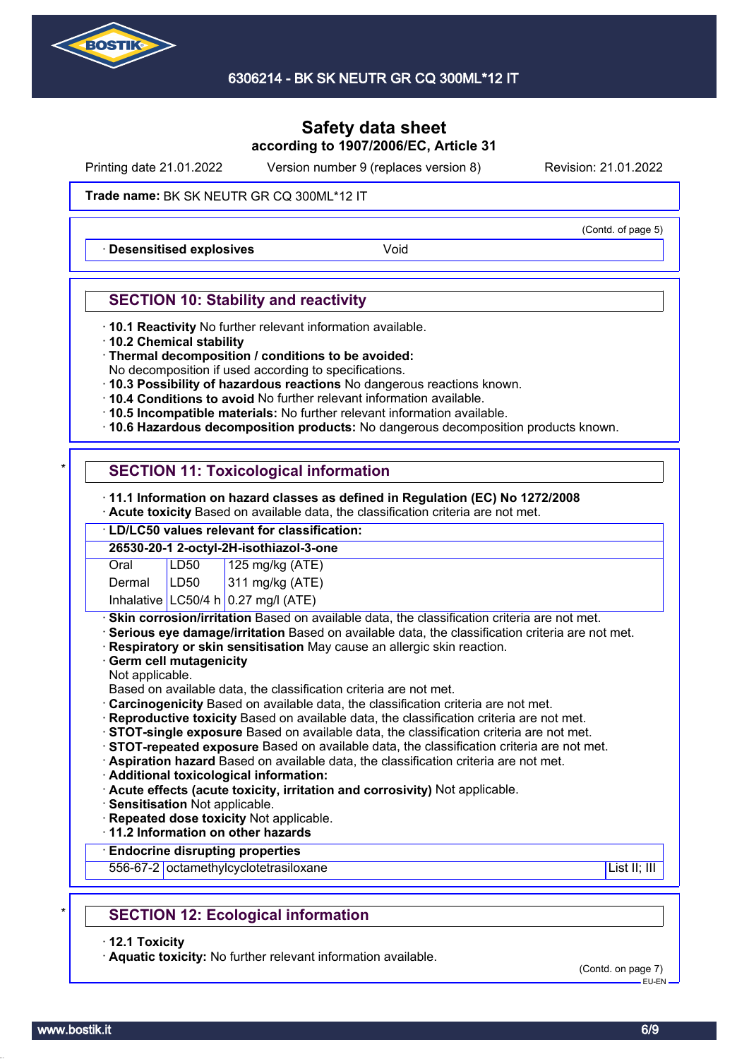# Safety data sheet
**according to 1907/2006/EC, Article 31**

Printing date 21.01.2022 | Version number 9 (replaces version 8) | Revision: 21.01.2022

**Trade name:** BK SK NEUTR GR CQ 300ML*12 IT

(Contd. of page 5)

| · **Desensitised explosives** | Void |
|---|---|

## SECTION 10: Stability and reactivity

· **10.1 Reactivity** No further relevant information available.
· **10.2 Chemical stability**
· **Thermal decomposition / conditions to be avoided:**
No decomposition if used according to specifications.
· **10.3 Possibility of hazardous reactions** No dangerous reactions known.
· **10.4 Conditions to avoid** No further relevant information available.
· **10.5 Incompatible materials:** No further relevant information available.
· **10.6 Hazardous decomposition products:** No dangerous decomposition products known.

## SECTION 11: Toxicological information

· **11.1 Information on hazard classes as defined in Regulation (EC) No 1272/2008**
· **Acute toxicity** Based on available data, the classification criteria are not met.

| · **LD/LC50 values relevant for classification:** | | |
|---|---|---|
| **26530-20-1 2-octyl-2H-isothiazol-3-one** | | |
| Oral | LD50 | 125 mg/kg (ATE) |
| Dermal | LD50 | 311 mg/kg (ATE) |
| Inhalative | LC50/4 h | 0.27 mg/l (ATE) |

· **Skin corrosion/irritation** Based on available data, the classification criteria are not met.
· **Serious eye damage/irritation** Based on available data, the classification criteria are not met.
· **Respiratory or skin sensitisation** May cause an allergic skin reaction.
· **Germ cell mutagenicity**
Not applicable.
Based on available data, the classification criteria are not met.
· **Carcinogenicity** Based on available data, the classification criteria are not met.
· **Reproductive toxicity** Based on available data, the classification criteria are not met.
· **STOT-single exposure** Based on available data, the classification criteria are not met.
· **STOT-repeated exposure** Based on available data, the classification criteria are not met.
· **Aspiration hazard** Based on available data, the classification criteria are not met.
· **Additional toxicological information:**
· **Acute effects (acute toxicity, irritation and corrosivity)** Not applicable.
· **Sensitisation** Not applicable.
· **Repeated dose toxicity** Not applicable.
· **11.2 Information on other hazards**

| · **Endocrine disrupting properties** | | |
|---|---|---|
| 556-67-2 | octamethylcyclotetrasiloxane | List II; III |

## SECTION 12: Ecological information

· **12.1 Toxicity**
· **Aquatic toxicity:** No further relevant information available.

(Contd. on page 7)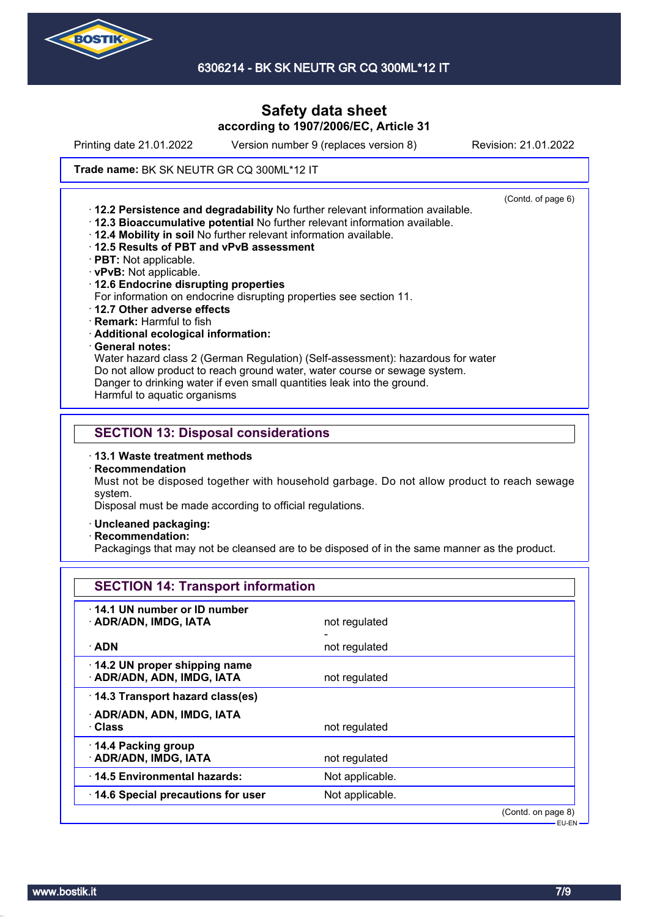Safety data sheet
according to 1907/2006/EC, Article 31

Printing date 21.01.2022 Version number 9 (replaces version 8) Revision: 21.01.2022

**Trade name:** BK SK NEUTR GR CQ 300ML*12 IT

(Contd. of page 6)

- **12.2 Persistence and degradability** No further relevant information available.
- **12.3 Bioaccumulative potential** No further relevant information available.
- **12.4 Mobility in soil** No further relevant information available.
- **12.5 Results of PBT and vPvB assessment**
- **PBT:** Not applicable.
- **vPvB:** Not applicable.
- **12.6 Endocrine disrupting properties**
  For information on endocrine disrupting properties see section 11.
- **12.7 Other adverse effects**
- **Remark:** Harmful to fish
- **Additional ecological information:**
- **General notes:**
  Water hazard class 2 (German Regulation) (Self-assessment): hazardous for water
  Do not allow product to reach ground water, water course or sewage system.
  Danger to drinking water if even small quantities leak into the ground.
  Harmful to aquatic organisms

## SECTION 13: Disposal considerations

- **13.1 Waste treatment methods**
- **Recommendation**
  Must not be disposed together with household garbage. Do not allow product to reach sewage system.
  Disposal must be made according to official regulations.
- **Uncleaned packaging:**
- **Recommendation:**
  Packagings that may not be cleansed are to be disposed of in the same manner as the product.

## SECTION 14: Transport information

| | |
|---|---|
| **14.1 UN number or ID number** | |
| **ADR/ADN, IMDG, IATA** | not regulated |
| | - |
| **ADN** | not regulated |
| **14.2 UN proper shipping name** | |
| **ADR/ADN, ADN, IMDG, IATA** | not regulated |
| **14.3 Transport hazard class(es)** | |
| **ADR/ADN, ADN, IMDG, IATA** | |
| **Class** | not regulated |
| **14.4 Packing group** | |
| **ADR/ADN, IMDG, IATA** | not regulated |
| **14.5 Environmental hazards:** | Not applicable. |
| **14.6 Special precautions for user** | Not applicable. |

(Contd. on page 8)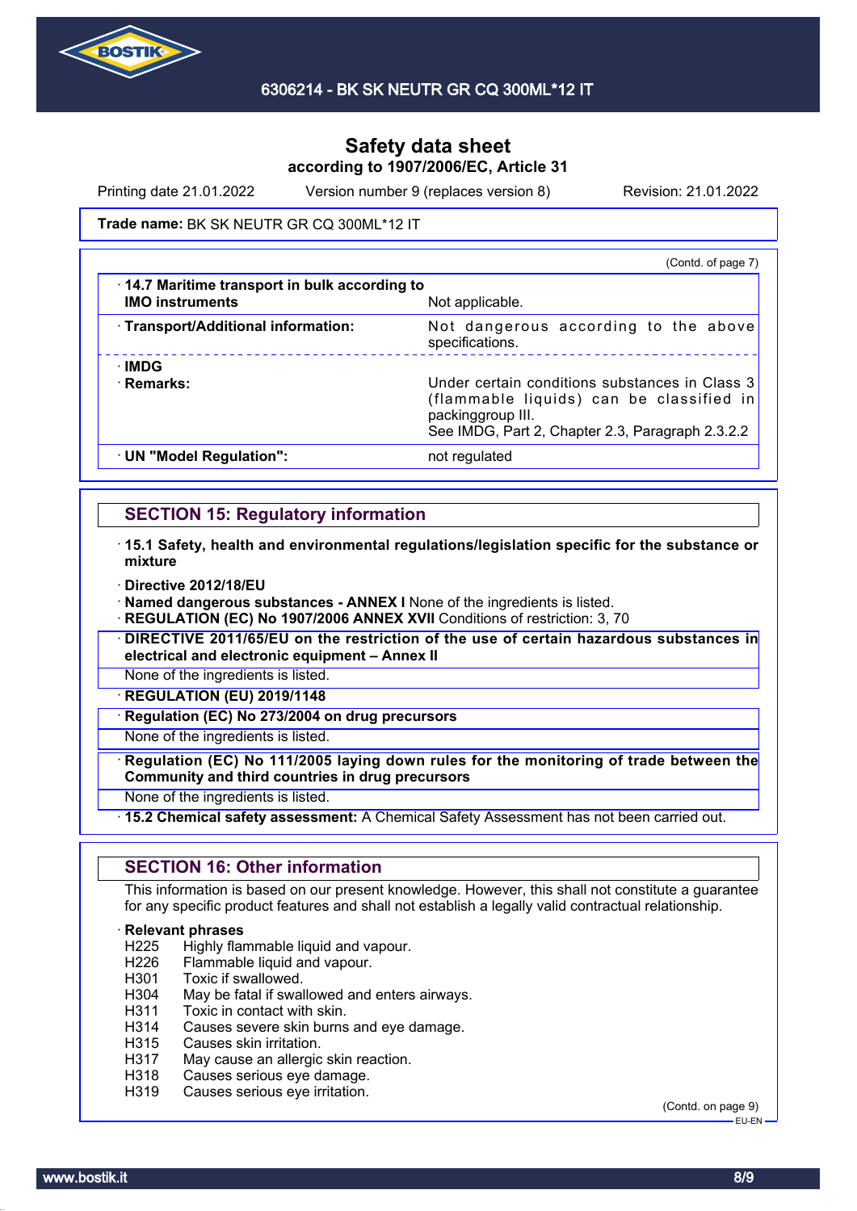**Trade name:** BK SK NEUTR GR CQ 300ML*12 IT

(Contd. of page 7)

| | |
|---|---|
| · **14.7 Maritime transport in bulk according to IMO instruments** | Not applicable. |
| · **Transport/Additional information:** | Not dangerous according to the above specifications. |
| · **IMDG** · **Remarks:** | Under certain conditions substances in Class 3 (flammable liquids) can be classified in packinggroup III. See IMDG, Part 2, Chapter 2.3, Paragraph 2.3.2.2 |
| · **UN "Model Regulation":** | not regulated |

## SECTION 15: Regulatory information

· **15.1 Safety, health and environmental regulations/legislation specific for the substance or mixture**

· **Directive 2012/18/EU**

· **Named dangerous substances - ANNEX I** None of the ingredients is listed.

· **REGULATION (EC) No 1907/2006 ANNEX XVII** Conditions of restriction: 3, 70

· **DIRECTIVE 2011/65/EU on the restriction of the use of certain hazardous substances in electrical and electronic equipment – Annex II**

None of the ingredients is listed.

· **REGULATION (EU) 2019/1148**

· **Regulation (EC) No 273/2004 on drug precursors**

None of the ingredients is listed.

· **Regulation (EC) No 111/2005 laying down rules for the monitoring of trade between the Community and third countries in drug precursors**

None of the ingredients is listed.

· **15.2 Chemical safety assessment:** A Chemical Safety Assessment has not been carried out.

## SECTION 16: Other information

This information is based on our present knowledge. However, this shall not constitute a guarantee for any specific product features and shall not establish a legally valid contractual relationship.

· **Relevant phrases**

H225 Highly flammable liquid and vapour.
H226 Flammable liquid and vapour.
H301 Toxic if swallowed.
H304 May be fatal if swallowed and enters airways.
H311 Toxic in contact with skin.
H314 Causes severe skin burns and eye damage.
H315 Causes skin irritation.
H317 May cause an allergic skin reaction.
H318 Causes serious eye damage.
H319 Causes serious eye irritation.

(Contd. on page 9)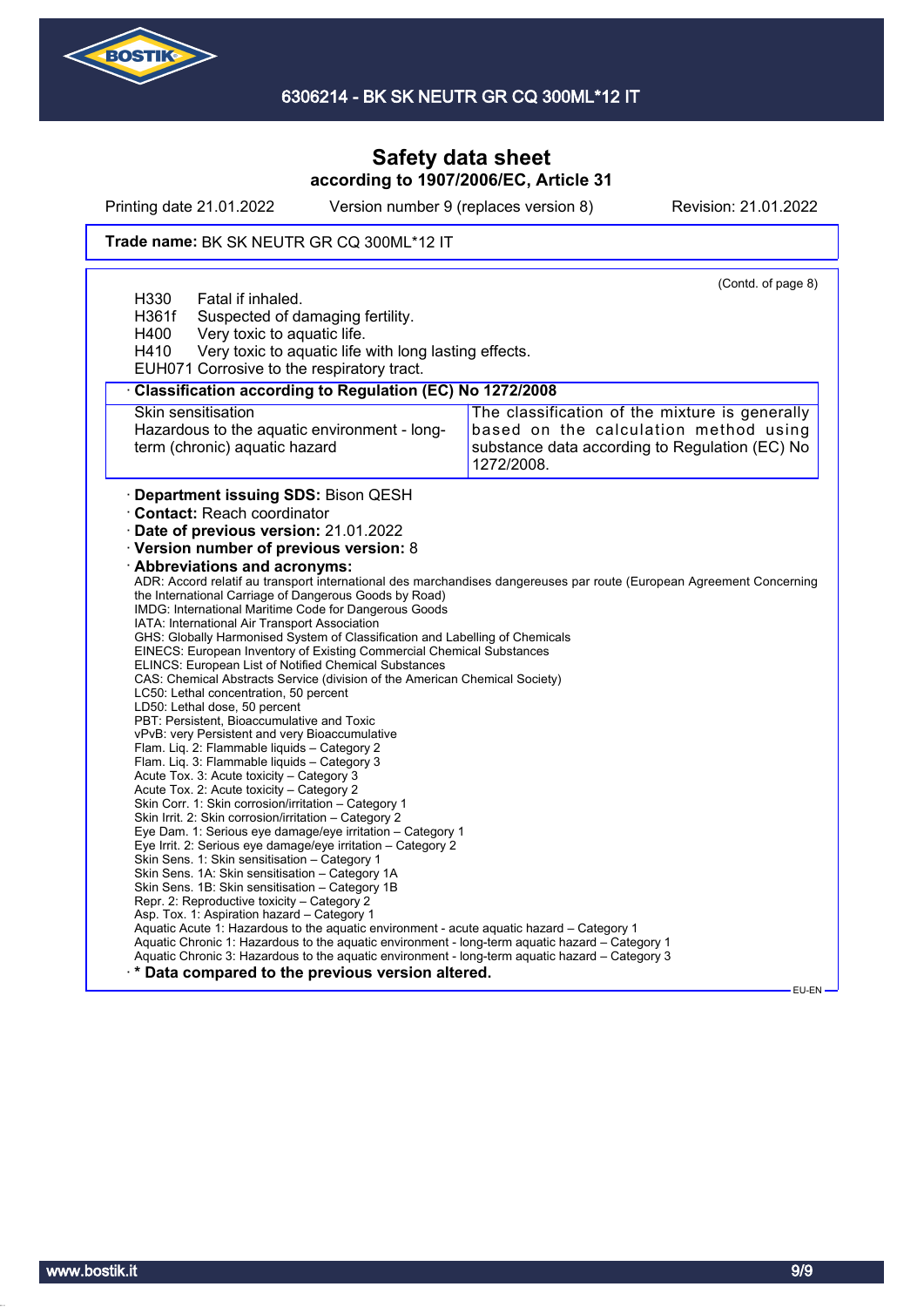# Safety data sheet
**according to 1907/2006/EC, Article 31**

Printing date 21.01.2022 Version number 9 (replaces version 8) Revision: 21.01.2022

**Trade name:** BK SK NEUTR GR CQ 300ML*12 IT

(Contd. of page 8)

H330 Fatal if inhaled.
H361f Suspected of damaging fertility.
H400 Very toxic to aquatic life.
H410 Very toxic to aquatic life with long lasting effects.
EUH071 Corrosive to the respiratory tract.

· **Classification according to Regulation (EC) No 1272/2008**

| | |
|---|---|
| Skin sensitisation<br>Hazardous to the aquatic environment - long-term (chronic) aquatic hazard | The classification of the mixture is generally based on the calculation method using substance data according to Regulation (EC) No 1272/2008. |

· **Department issuing SDS:** Bison QESH
· **Contact:** Reach coordinator
· **Date of previous version:** 21.01.2022
· **Version number of previous version:** 8
· **Abbreviations and acronyms:**
ADR: Accord relatif au transport international des marchandises dangereuses par route (European Agreement Concerning the International Carriage of Dangerous Goods by Road)
IMDG: International Maritime Code for Dangerous Goods
IATA: International Air Transport Association
GHS: Globally Harmonised System of Classification and Labelling of Chemicals
EINECS: European Inventory of Existing Commercial Chemical Substances
ELINCS: European List of Notified Chemical Substances
CAS: Chemical Abstracts Service (division of the American Chemical Society)
LC50: Lethal concentration, 50 percent
LD50: Lethal dose, 50 percent
PBT: Persistent, Bioaccumulative and Toxic
vPvB: very Persistent and very Bioaccumulative
Flam. Liq. 2: Flammable liquids – Category 2
Flam. Liq. 3: Flammable liquids – Category 3
Acute Tox. 3: Acute toxicity – Category 3
Acute Tox. 2: Acute toxicity – Category 2
Skin Corr. 1: Skin corrosion/irritation – Category 1
Skin Irrit. 2: Skin corrosion/irritation – Category 2
Eye Dam. 1: Serious eye damage/eye irritation – Category 1
Eye Irrit. 2: Serious eye damage/eye irritation – Category 2
Skin Sens. 1: Skin sensitisation – Category 1
Skin Sens. 1A: Skin sensitisation – Category 1A
Skin Sens. 1B: Skin sensitisation – Category 1B
Repr. 2: Reproductive toxicity – Category 2
Asp. Tox. 1: Aspiration hazard – Category 1
Aquatic Acute 1: Hazardous to the aquatic environment - acute aquatic hazard – Category 1
Aquatic Chronic 1: Hazardous to the aquatic environment - long-term aquatic hazard – Category 1
Aquatic Chronic 3: Hazardous to the aquatic environment - long-term aquatic hazard – Category 3

· **\* Data compared to the previous version altered.**

EU-EN